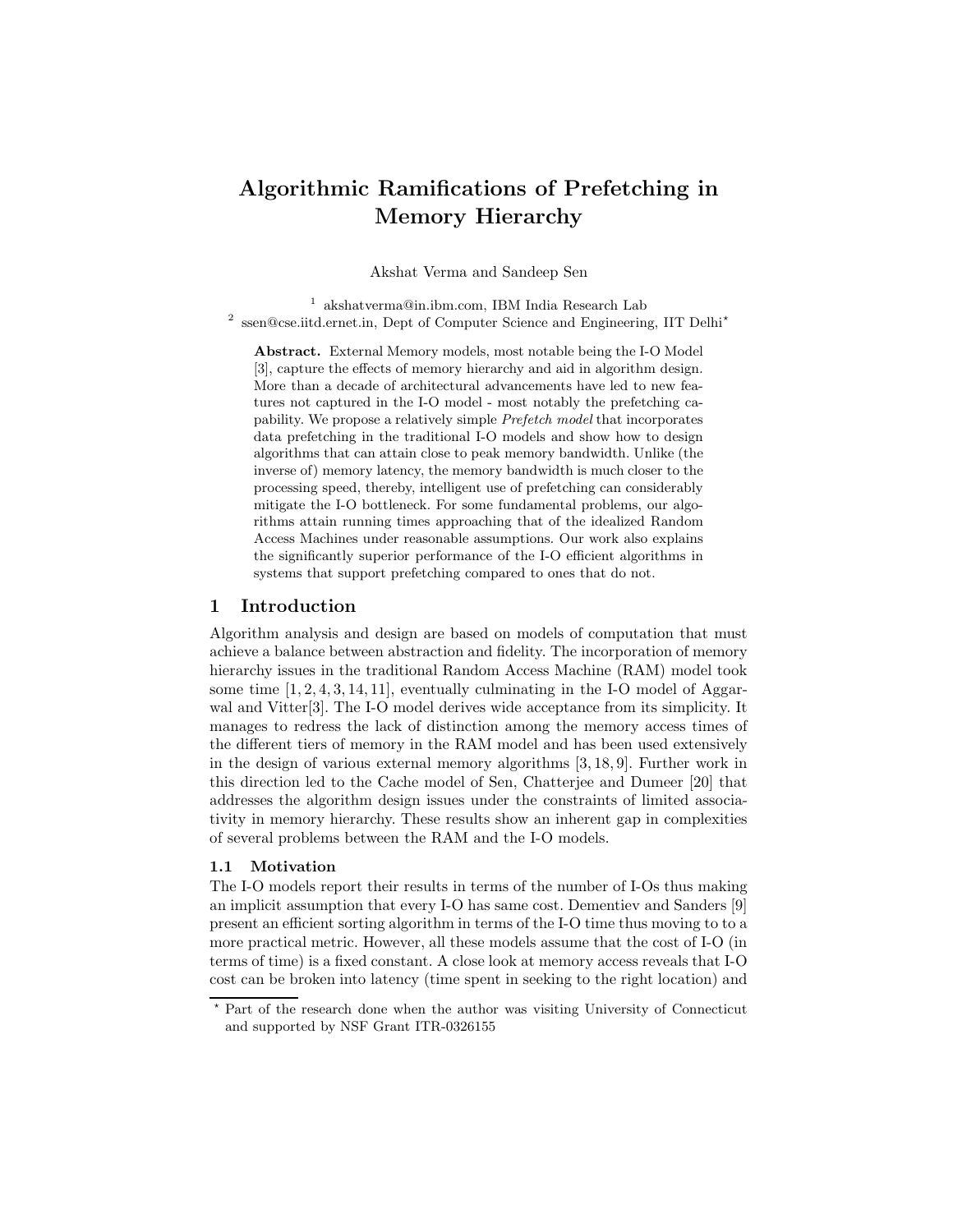# Algorithmic Ramifications of Prefetching in Memory Hierarchy

Akshat Verma and Sandeep Sen

[1] akshatverma@in.ibm.com, IBM India Research Lab
[2] ssen@cse.iitd.ernet.in, Dept of Computer Science and Engineering, IIT Delhi*

**Abstract.** External Memory models, most notable being the I-O Model [3], capture the effects of memory hierarchy and aid in algorithm design. More than a decade of architectural advancements have led to new features not captured in the I-O model - most notably the prefetching capability. We propose a relatively simple *Prefetch model* that incorporates data prefetching in the traditional I-O models and show how to design algorithms that can attain close to peak memory bandwidth. Unlike (the inverse of) memory latency, the memory bandwidth is much closer to the processing speed, thereby, intelligent use of prefetching can considerably mitigate the I-O bottleneck. For some fundamental problems, our algorithms attain running times approaching that of the idealized Random Access Machines under reasonable assumptions. Our work also explains the significantly superior performance of the I-O efficient algorithms in systems that support prefetching compared to ones that do not.

## 1 Introduction

Algorithm analysis and design are based on models of computation that must achieve a balance between abstraction and fidelity. The incorporation of memory hierarchy issues in the traditional Random Access Machine (RAM) model took some time [1, 2, 4, 3, 14, 11], eventually culminating in the I-O model of Aggarwal and Vitter[3]. The I-O model derives wide acceptance from its simplicity. It manages to redress the lack of distinction among the memory access times of the different tiers of memory in the RAM model and has been used extensively in the design of various external memory algorithms [3, 18, 9]. Further work in this direction led to the Cache model of Sen, Chatterjee and Dumeer [20] that addresses the algorithm design issues under the constraints of limited associativity in memory hierarchy. These results show an inherent gap in complexities of several problems between the RAM and the I-O models.

### 1.1 Motivation

The I-O models report their results in terms of the number of I-Os thus making an implicit assumption that every I-O has same cost. Dementiev and Sanders [9] present an efficient sorting algorithm in terms of the I-O time thus moving to to a more practical metric. However, all these models assume that the cost of I-O (in terms of time) is a fixed constant. A close look at memory access reveals that I-O cost can be broken into latency (time spent in seeking to the right location) and

* Part of the research done when the author was visiting University of Connecticut and supported by NSF Grant ITR-0326155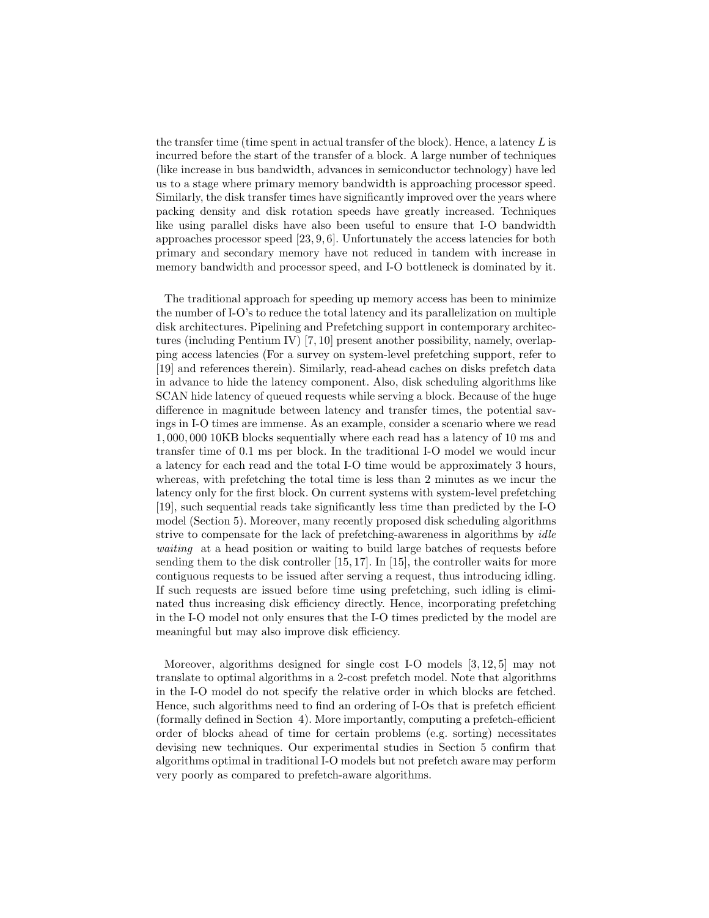the transfer time (time spent in actual transfer of the block). Hence, a latency $L$ is incurred before the start of the transfer of a block. A large number of techniques (like increase in bus bandwidth, advances in semiconductor technology) have led us to a stage where primary memory bandwidth is approaching processor speed. Similarly, the disk transfer times have significantly improved over the years where packing density and disk rotation speeds have greatly increased. Techniques like using parallel disks have also been useful to ensure that I-O bandwidth approaches processor speed [23, 9, 6]. Unfortunately the access latencies for both primary and secondary memory have not reduced in tandem with increase in memory bandwidth and processor speed, and I-O bottleneck is dominated by it.

The traditional approach for speeding up memory access has been to minimize the number of I-O's to reduce the total latency and its parallelization on multiple disk architectures. Pipelining and Prefetching support in contemporary architectures (including Pentium IV) [7, 10] present another possibility, namely, overlapping access latencies (For a survey on system-level prefetching support, refer to [19] and references therein). Similarly, read-ahead caches on disks prefetch data in advance to hide the latency component. Also, disk scheduling algorithms like SCAN hide latency of queued requests while serving a block. Because of the huge difference in magnitude between latency and transfer times, the potential savings in I-O times are immense. As an example, consider a scenario where we read 1,000,000 10KB blocks sequentially where each read has a latency of 10 ms and transfer time of 0.1 ms per block. In the traditional I-O model we would incur a latency for each read and the total I-O time would be approximately 3 hours, whereas, with prefetching the total time is less than 2 minutes as we incur the latency only for the first block. On current systems with system-level prefetching [19], such sequential reads take significantly less time than predicted by the I-O model (Section 5). Moreover, many recently proposed disk scheduling algorithms strive to compensate for the lack of prefetching-awareness in algorithms by *idle waiting* at a head position or waiting to build large batches of requests before sending them to the disk controller [15, 17]. In [15], the controller waits for more contiguous requests to be issued after serving a request, thus introducing idling. If such requests are issued before time using prefetching, such idling is eliminated thus increasing disk efficiency directly. Hence, incorporating prefetching in the I-O model not only ensures that the I-O times predicted by the model are meaningful but may also improve disk efficiency.

Moreover, algorithms designed for single cost I-O models [3, 12, 5] may not translate to optimal algorithms in a 2-cost prefetch model. Note that algorithms in the I-O model do not specify the relative order in which blocks are fetched. Hence, such algorithms need to find an ordering of I-Os that is prefetch efficient (formally defined in Section 4). More importantly, computing a prefetch-efficient order of blocks ahead of time for certain problems (e.g. sorting) necessitates devising new techniques. Our experimental studies in Section 5 confirm that algorithms optimal in traditional I-O models but not prefetch aware may perform very poorly as compared to prefetch-aware algorithms.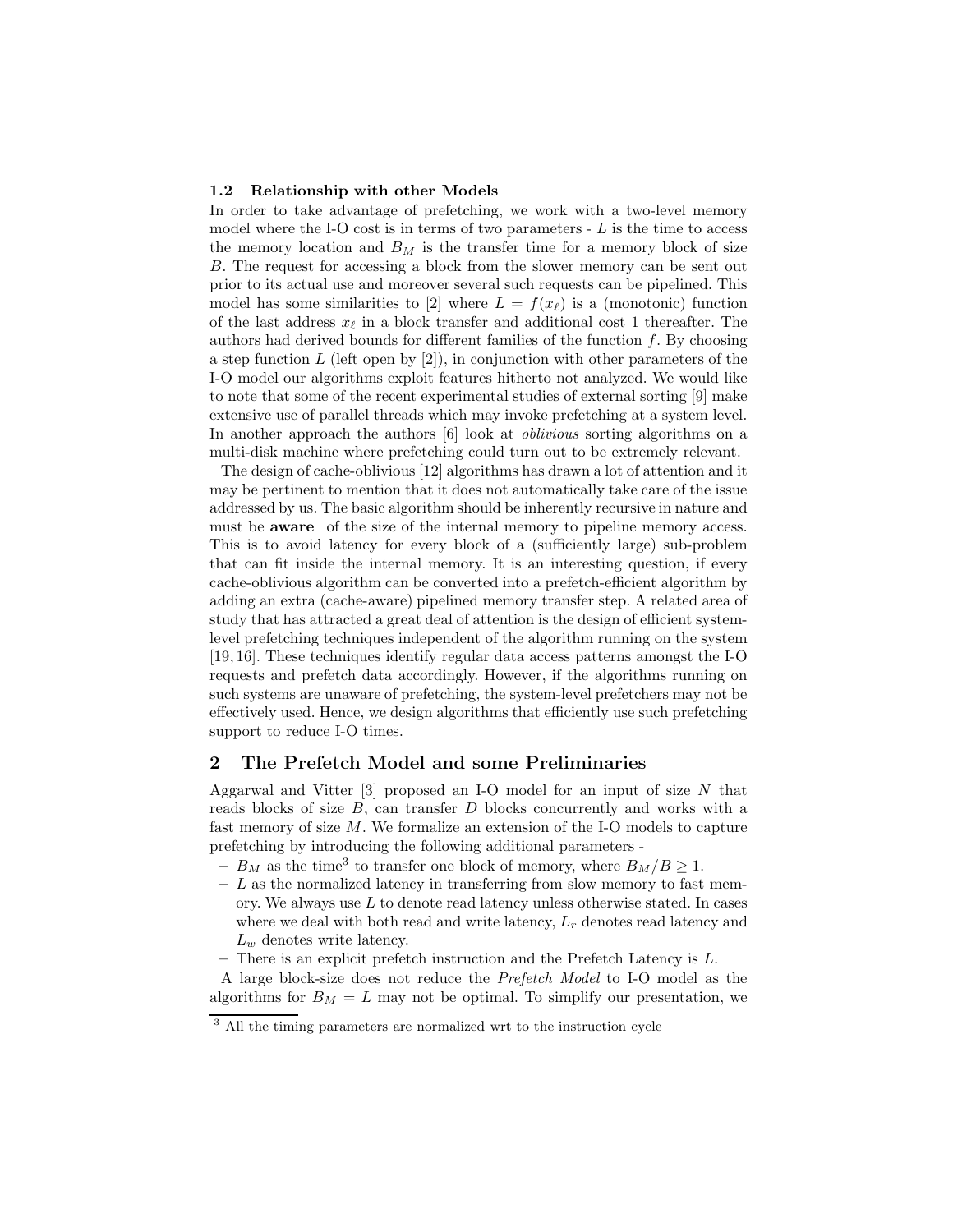### 1.2 Relationship with other Models

In order to take advantage of prefetching, we work with a two-level memory model where the I-O cost is in terms of two parameters - $L$ is the time to access the memory location and $B_M$ is the transfer time for a memory block of size $B$. The request for accessing a block from the slower memory can be sent out prior to its actual use and moreover several such requests can be pipelined. This model has some similarities to [2] where $L = f(x_\ell)$ is a (monotonic) function of the last address $x_\ell$ in a block transfer and additional cost 1 thereafter. The authors had derived bounds for different families of the function $f$. By choosing a step function $L$ (left open by [2]), in conjunction with other parameters of the I-O model our algorithms exploit features hitherto not analyzed. We would like to note that some of the recent experimental studies of external sorting [9] make extensive use of parallel threads which may invoke prefetching at a system level. In another approach the authors [6] look at *oblivious* sorting algorithms on a multi-disk machine where prefetching could turn out to be extremely relevant.

The design of cache-oblivious [12] algorithms has drawn a lot of attention and it may be pertinent to mention that it does not automatically take care of the issue addressed by us. The basic algorithm should be inherently recursive in nature and must be **aware** of the size of the internal memory to pipeline memory access. This is to avoid latency for every block of a (sufficiently large) sub-problem that can fit inside the internal memory. It is an interesting question, if every cache-oblivious algorithm can be converted into a prefetch-efficient algorithm by adding an extra (cache-aware) pipelined memory transfer step. A related area of study that has attracted a great deal of attention is the design of efficient system-level prefetching techniques independent of the algorithm running on the system [19, 16]. These techniques identify regular data access patterns amongst the I-O requests and prefetch data accordingly. However, if the algorithms running on such systems are unaware of prefetching, the system-level prefetchers may not be effectively used. Hence, we design algorithms that efficiently use such prefetching support to reduce I-O times.

## 2 The Prefetch Model and some Preliminaries

Aggarwal and Vitter [3] proposed an I-O model for an input of size $N$ that reads blocks of size $B$, can transfer $D$ blocks concurrently and works with a fast memory of size $M$. We formalize an extension of the I-O models to capture prefetching by introducing the following additional parameters -

- $B_M$ as the time[3] to transfer one block of memory, where $B_M/B \geq 1$.
- $L$ as the normalized latency in transferring from slow memory to fast memory. We always use $L$ to denote read latency unless otherwise stated. In cases where we deal with both read and write latency, $L_r$ denotes read latency and $L_w$ denotes write latency.
- There is an explicit prefetch instruction and the Prefetch Latency is $L$.

A large block-size does not reduce the *Prefetch Model* to I-O model as the algorithms for $B_M = L$ may not be optimal. To simplify our presentation, we

[3] All the timing parameters are normalized wrt to the instruction cycle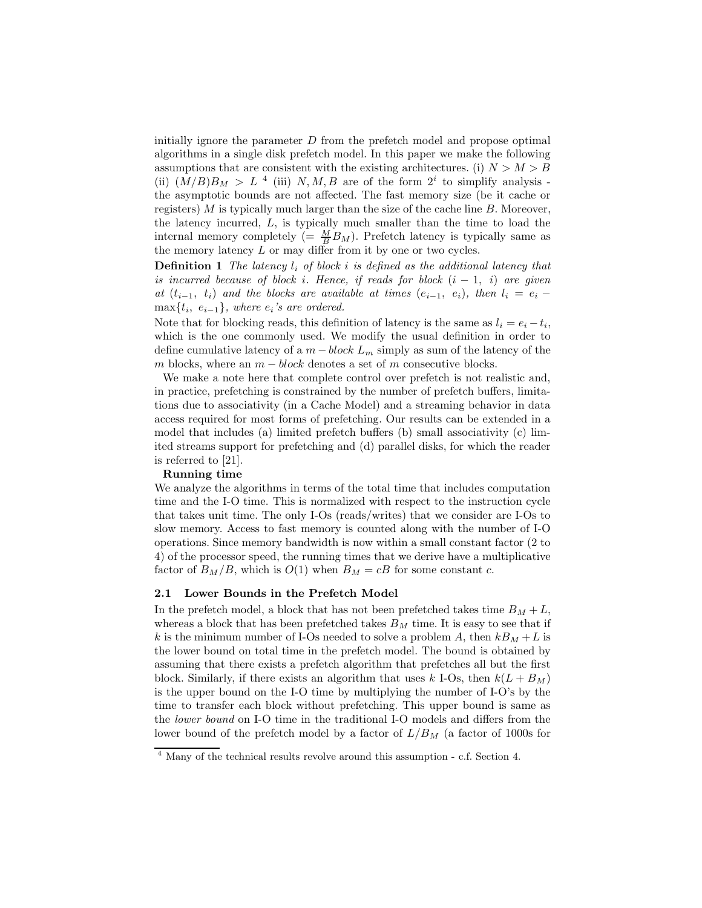initially ignore the parameter $D$ from the prefetch model and propose optimal algorithms in a single disk prefetch model. In this paper we make the following assumptions that are consistent with the existing architectures. (i) $N > M > B$ (ii) $(M/B)B_M > L$ [4] (iii) $N, M, B$ are of the form $2^i$ to simplify analysis - the asymptotic bounds are not affected. The fast memory size (be it cache or registers) $M$ is typically much larger than the size of the cache line $B$. Moreover, the latency incurred, $L$, is typically much smaller than the time to load the internal memory completely ($= \frac{M}{B}B_M$). Prefetch latency is typically same as the memory latency $L$ or may differ from it by one or two cycles.

**Definition 1** *The latency $l_i$ of block $i$ is defined as the additional latency that is incurred because of block $i$. Hence, if reads for block $(i-1,\ i)$ are given at $(t_{i-1},\ t_i)$ and the blocks are available at times $(e_{i-1},\ e_i)$, then $l_i = e_i - \max\{t_i,\ e_{i-1}\}$, where $e_i$'s are ordered.*

Note that for blocking reads, this definition of latency is the same as $l_i = e_i - t_i$, which is the one commonly used. We modify the usual definition in order to define cumulative latency of a $m-block$ $L_m$ simply as sum of the latency of the $m$ blocks, where an $m-block$ denotes a set of $m$ consecutive blocks.

We make a note here that complete control over prefetch is not realistic and, in practice, prefetching is constrained by the number of prefetch buffers, limitations due to associativity (in a Cache Model) and a streaming behavior in data access required for most forms of prefetching. Our results can be extended in a model that includes (a) limited prefetch buffers (b) small associativity (c) limited streams support for prefetching and (d) parallel disks, for which the reader is referred to [21].

**Running time**

We analyze the algorithms in terms of the total time that includes computation time and the I-O time. This is normalized with respect to the instruction cycle that takes unit time. The only I-Os (reads/writes) that we consider are I-Os to slow memory. Access to fast memory is counted along with the number of I-O operations. Since memory bandwidth is now within a small constant factor (2 to 4) of the processor speed, the running times that we derive have a multiplicative factor of $B_M/B$, which is $O(1)$ when $B_M = cB$ for some constant $c$.

## 2.1 Lower Bounds in the Prefetch Model

In the prefetch model, a block that has not been prefetched takes time $B_M + L$, whereas a block that has been prefetched takes $B_M$ time. It is easy to see that if $k$ is the minimum number of I-Os needed to solve a problem $A$, then $kB_M + L$ is the lower bound on total time in the prefetch model. The bound is obtained by assuming that there exists a prefetch algorithm that prefetches all but the first block. Similarly, if there exists an algorithm that uses $k$ I-Os, then $k(L + B_M)$ is the upper bound on the I-O time by multiplying the number of I-O's by the time to transfer each block without prefetching. This upper bound is same as the *lower bound* on I-O time in the traditional I-O models and differs from the lower bound of the prefetch model by a factor of $L/B_M$ (a factor of 1000s for

[4] Many of the technical results revolve around this assumption - c.f. Section 4.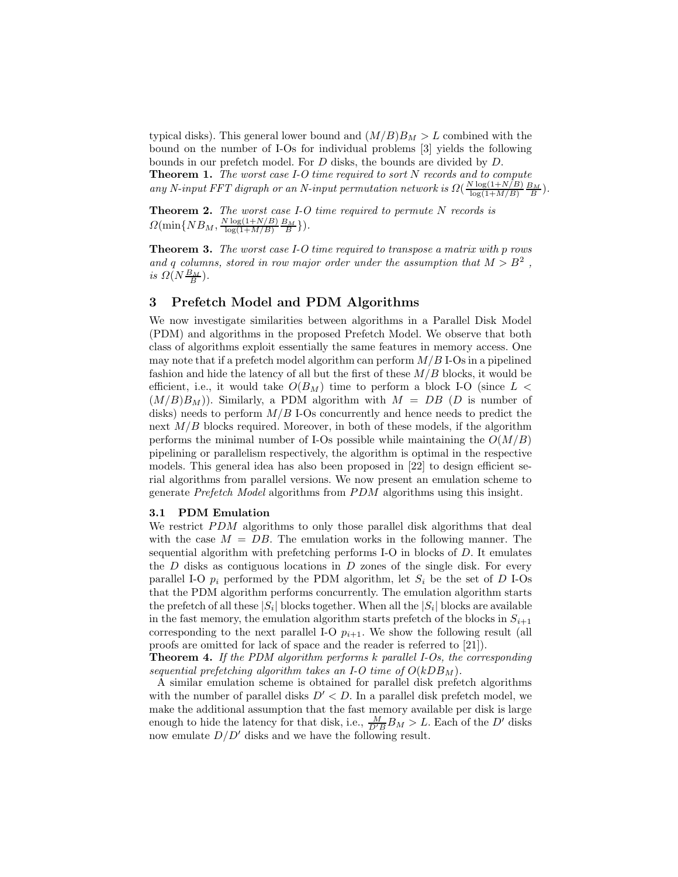typical disks). This general lower bound and $(M/B)B_M > L$ combined with the bound on the number of I-Os for individual problems [3] yields the following bounds in our prefetch model. For $D$ disks, the bounds are divided by $D$.

**Theorem 1.** *The worst case I-O time required to sort $N$ records and to compute any $N$-input FFT digraph or an $N$-input permutation network is $\Omega(\frac{N\log(1+N/B)}{\log(1+M/B)}\frac{B_M}{B})$.*

**Theorem 2.** *The worst case I-O time required to permute $N$ records is $\Omega(\min\{NB_M, \frac{N\log(1+N/B)}{\log(1+M/B)}\frac{B_M}{B}\})$.*

**Theorem 3.** *The worst case I-O time required to transpose a matrix with $p$ rows and $q$ columns, stored in row major order under the assumption that $M > B^2$, is $\Omega(N\frac{B_M}{B})$.*

## 3 Prefetch Model and PDM Algorithms

We now investigate similarities between algorithms in a Parallel Disk Model (PDM) and algorithms in the proposed Prefetch Model. We observe that both class of algorithms exploit essentially the same features in memory access. One may note that if a prefetch model algorithm can perform $M/B$ I-Os in a pipelined fashion and hide the latency of all but the first of these $M/B$ blocks, it would be efficient, i.e., it would take $O(B_M)$ time to perform a block I-O (since $L < (M/B)B_M$)). Similarly, a PDM algorithm with $M = DB$ ($D$ is number of disks) needs to perform $M/B$ I-Os concurrently and hence needs to predict the next $M/B$ blocks required. Moreover, in both of these models, if the algorithm performs the minimal number of I-Os possible while maintaining the $O(M/B)$ pipelining or parallelism respectively, the algorithm is optimal in the respective models. This general idea has also been proposed in [22] to design efficient serial algorithms from parallel versions. We now present an emulation scheme to generate *Prefetch Model* algorithms from *PDM* algorithms using this insight.

### 3.1 PDM Emulation

We restrict *PDM* algorithms to only those parallel disk algorithms that deal with the case $M = DB$. The emulation works in the following manner. The sequential algorithm with prefetching performs I-O in blocks of $D$. It emulates the $D$ disks as contiguous locations in $D$ zones of the single disk. For every parallel I-O $p_i$ performed by the PDM algorithm, let $S_i$ be the set of $D$ I-Os that the PDM algorithm performs concurrently. The emulation algorithm starts the prefetch of all these $|S_i|$ blocks together. When all the $|S_i|$ blocks are available in the fast memory, the emulation algorithm starts prefetch of the blocks in $S_{i+1}$ corresponding to the next parallel I-O $p_{i+1}$. We show the following result (all proofs are omitted for lack of space and the reader is referred to [21]).

**Theorem 4.** *If the PDM algorithm performs $k$ parallel I-Os, the corresponding sequential prefetching algorithm takes an I-O time of $O(kDB_M)$.*

A similar emulation scheme is obtained for parallel disk prefetch algorithms with the number of parallel disks $D' < D$. In a parallel disk prefetch model, we make the additional assumption that the fast memory available per disk is large enough to hide the latency for that disk, i.e., $\frac{M}{D'B}B_M > L$. Each of the $D'$ disks now emulate $D/D'$ disks and we have the following result.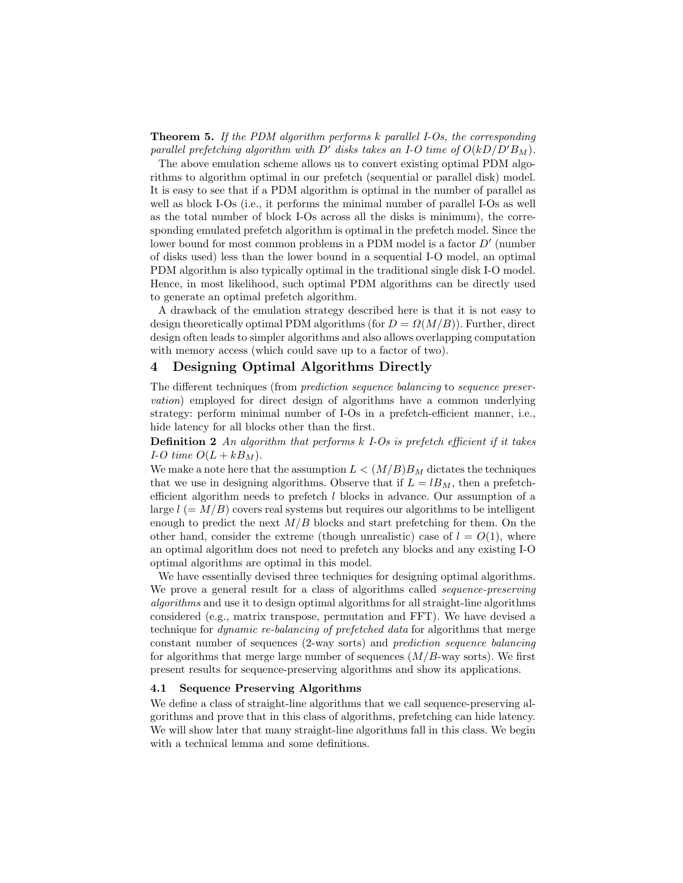**Theorem 5.** *If the PDM algorithm performs $k$ parallel I-Os, the corresponding parallel prefetching algorithm with $D'$ disks takes an I-O time of $O(kD/D'B_M)$.*

The above emulation scheme allows us to convert existing optimal PDM algorithms to algorithm optimal in our prefetch (sequential or parallel disk) model. It is easy to see that if a PDM algorithm is optimal in the number of parallel as well as block I-Os (i.e., it performs the minimal number of parallel I-Os as well as the total number of block I-Os across all the disks is minimum), the corresponding emulated prefetch algorithm is optimal in the prefetch model. Since the lower bound for most common problems in a PDM model is a factor $D'$ (number of disks used) less than the lower bound in a sequential I-O model, an optimal PDM algorithm is also typically optimal in the traditional single disk I-O model. Hence, in most likelihood, such optimal PDM algorithms can be directly used to generate an optimal prefetch algorithm.

A drawback of the emulation strategy described here is that it is not easy to design theoretically optimal PDM algorithms (for $D = \Omega(M/B)$). Further, direct design often leads to simpler algorithms and also allows overlapping computation with memory access (which could save up to a factor of two).

## 4 Designing Optimal Algorithms Directly

The different techniques (from *prediction sequence balancing* to *sequence preservation*) employed for direct design of algorithms have a common underlying strategy: perform minimal number of I-Os in a prefetch-efficient manner, i.e., hide latency for all blocks other than the first.

**Definition 2** *An algorithm that performs $k$ I-Os is prefetch efficient if it takes I-O time $O(L + kB_M)$.*

We make a note here that the assumption $L < (M/B)B_M$ dictates the techniques that we use in designing algorithms. Observe that if $L = lB_M$, then a prefetch-efficient algorithm needs to prefetch $l$ blocks in advance. Our assumption of a large $l$ $(= M/B)$ covers real systems but requires our algorithms to be intelligent enough to predict the next $M/B$ blocks and start prefetching for them. On the other hand, consider the extreme (though unrealistic) case of $l = O(1)$, where an optimal algorithm does not need to prefetch any blocks and any existing I-O optimal algorithms are optimal in this model.

We have essentially devised three techniques for designing optimal algorithms. We prove a general result for a class of algorithms called *sequence-preserving algorithms* and use it to design optimal algorithms for all straight-line algorithms considered (e.g., matrix transpose, permutation and FFT). We have devised a technique for *dynamic re-balancing of prefetched data* for algorithms that merge constant number of sequences (2-way sorts) and *prediction sequence balancing* for algorithms that merge large number of sequences ($M/B$-way sorts). We first present results for sequence-preserving algorithms and show its applications.

### 4.1 Sequence Preserving Algorithms

We define a class of straight-line algorithms that we call sequence-preserving algorithms and prove that in this class of algorithms, prefetching can hide latency. We will show later that many straight-line algorithms fall in this class. We begin with a technical lemma and some definitions.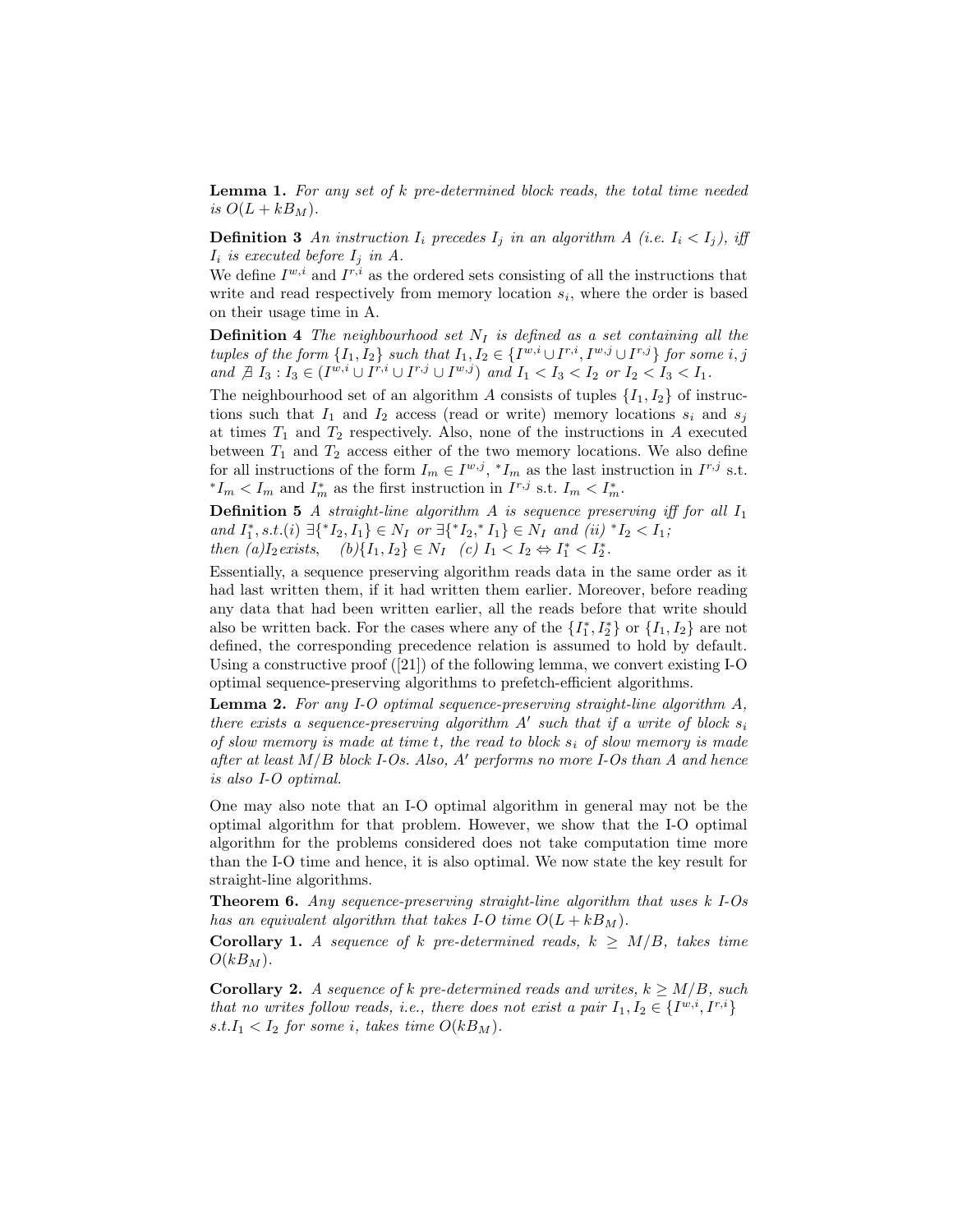**Lemma 1.** *For any set of $k$ pre-determined block reads, the total time needed is $O(L + kB_M)$.*

**Definition 3** *An instruction $I_i$ precedes $I_j$ in an algorithm $A$ (i.e. $I_i < I_j$), iff $I_i$ is executed before $I_j$ in $A$.*
We define $I^{w,i}$ and $I^{r,i}$ as the ordered sets consisting of all the instructions that write and read respectively from memory location $s_i$, where the order is based on their usage time in A.

**Definition 4** *The neighbourhood set $N_I$ is defined as a set containing all the tuples of the form $\{I_1, I_2\}$ such that $I_1, I_2 \in \{I^{w,i} \cup I^{r,i}, I^{w,j} \cup I^{r,j}\}$ for some $i, j$ and $\nexists\, I_3 : I_3 \in (I^{w,i} \cup I^{r,i} \cup I^{r,j} \cup I^{w,j})$ and $I_1 < I_3 < I_2$ or $I_2 < I_3 < I_1$.*

The neighbourhood set of an algorithm $A$ consists of tuples $\{I_1, I_2\}$ of instructions such that $I_1$ and $I_2$ access (read or write) memory locations $s_i$ and $s_j$ at times $T_1$ and $T_2$ respectively. Also, none of the instructions in $A$ executed between $T_1$ and $T_2$ access either of the two memory locations. We also define for all instructions of the form $I_m \in I^{w,j}$, ${}^*I_m$ as the last instruction in $I^{r,j}$ s.t. ${}^*I_m < I_m$ and $I_m^*$ as the first instruction in $I^{r,j}$ s.t. $I_m < I_m^*$.

**Definition 5** *A straight-line algorithm $A$ is sequence preserving iff for all $I_1$ and $I_1^*$, s.t.(i) $\exists\{{}^*I_2, I_1\} \in N_I$ or $\exists\{{}^*I_2, {}^*I_1\} \in N_I$ and (ii) ${}^*I_2 < I_1$;*
*then (a)$I_2$ exists, (b)$\{I_1, I_2\} \in N_I$ (c) $I_1 < I_2 \Leftrightarrow I_1^* < I_2^*$.*

Essentially, a sequence preserving algorithm reads data in the same order as it had last written them, if it had written them earlier. Moreover, before reading any data that had been written earlier, all the reads before that write should also be written back. For the cases where any of the $\{I_1^*, I_2^*\}$ or $\{I_1, I_2\}$ are not defined, the corresponding precedence relation is assumed to hold by default. Using a constructive proof ([21]) of the following lemma, we convert existing I-O optimal sequence-preserving algorithms to prefetch-efficient algorithms.

**Lemma 2.** *For any I-O optimal sequence-preserving straight-line algorithm $A$, there exists a sequence-preserving algorithm $A'$ such that if a write of block $s_i$ of slow memory is made at time $t$, the read to block $s_i$ of slow memory is made after at least $M/B$ block I-Os. Also, $A'$ performs no more I-Os than $A$ and hence is also I-O optimal.*

One may also note that an I-O optimal algorithm in general may not be the optimal algorithm for that problem. However, we show that the I-O optimal algorithm for the problems considered does not take computation time more than the I-O time and hence, it is also optimal. We now state the key result for straight-line algorithms.

**Theorem 6.** *Any sequence-preserving straight-line algorithm that uses $k$ I-Os has an equivalent algorithm that takes I-O time $O(L + kB_M)$.*

**Corollary 1.** *A sequence of $k$ pre-determined reads, $k \geq M/B$, takes time $O(kB_M)$.*

**Corollary 2.** *A sequence of $k$ pre-determined reads and writes, $k \geq M/B$, such that no writes follow reads, i.e., there does not exist a pair $I_1, I_2 \in \{I^{w,i}, I^{r,i}\}$ s.t. $I_1 < I_2$ for some $i$, takes time $O(kB_M)$.*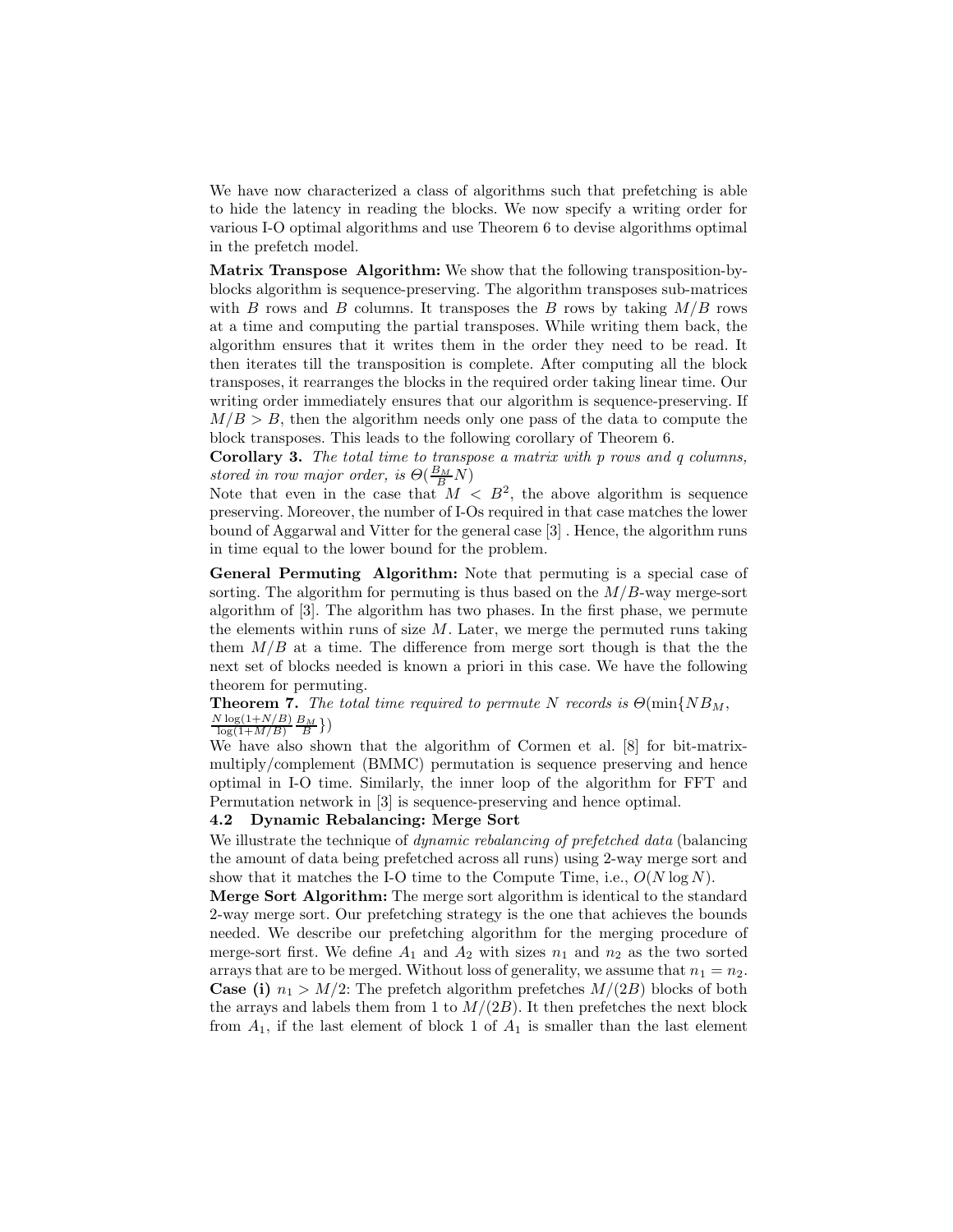We have now characterized a class of algorithms such that prefetching is able to hide the latency in reading the blocks. We now specify a writing order for various I-O optimal algorithms and use Theorem 6 to devise algorithms optimal in the prefetch model.

**Matrix Transpose Algorithm:** We show that the following transposition-by-blocks algorithm is sequence-preserving. The algorithm transposes sub-matrices with $B$ rows and $B$ columns. It transposes the $B$ rows by taking $M/B$ rows at a time and computing the partial transposes. While writing them back, the algorithm ensures that it writes them in the order they need to be read. It then iterates till the transposition is complete. After computing all the block transposes, it rearranges the blocks in the required order taking linear time. Our writing order immediately ensures that our algorithm is sequence-preserving. If $M/B > B$, then the algorithm needs only one pass of the data to compute the block transposes. This leads to the following corollary of Theorem 6.

**Corollary 3.** *The total time to transpose a matrix with p rows and q columns, stored in row major order, is* $\Theta(\frac{B_M}{B}N)$

Note that even in the case that $M < B^2$, the above algorithm is sequence preserving. Moreover, the number of I-Os required in that case matches the lower bound of Aggarwal and Vitter for the general case [3] . Hence, the algorithm runs in time equal to the lower bound for the problem.

**General Permuting Algorithm:** Note that permuting is a special case of sorting. The algorithm for permuting is thus based on the $M/B$-way merge-sort algorithm of [3]. The algorithm has two phases. In the first phase, we permute the elements within runs of size $M$. Later, we merge the permuted runs taking them $M/B$ at a time. The difference from merge sort though is that the the next set of blocks needed is known a priori in this case. We have the following theorem for permuting.

**Theorem 7.** *The total time required to permute N records is* $\Theta(\min\{NB_M, \frac{N\log(1+N/B)}{\log(1+M/B)}\frac{B_M}{B}\})$

We have also shown that the algorithm of Cormen et al. [8] for bit-matrix-multiply/complement (BMMC) permutation is sequence preserving and hence optimal in I-O time. Similarly, the inner loop of the algorithm for FFT and Permutation network in [3] is sequence-preserving and hence optimal.

### 4.2 Dynamic Rebalancing: Merge Sort

We illustrate the technique of *dynamic rebalancing of prefetched data* (balancing the amount of data being prefetched across all runs) using 2-way merge sort and show that it matches the I-O time to the Compute Time, i.e., $O(N\log N)$.

**Merge Sort Algorithm:** The merge sort algorithm is identical to the standard 2-way merge sort. Our prefetching strategy is the one that achieves the bounds needed. We describe our prefetching algorithm for the merging procedure of merge-sort first. We define $A_1$ and $A_2$ with sizes $n_1$ and $n_2$ as the two sorted arrays that are to be merged. Without loss of generality, we assume that $n_1 = n_2$.

**Case (i)** $n_1 > M/2$: The prefetch algorithm prefetches $M/(2B)$ blocks of both the arrays and labels them from 1 to $M/(2B)$. It then prefetches the next block from $A_1$, if the last element of block 1 of $A_1$ is smaller than the last element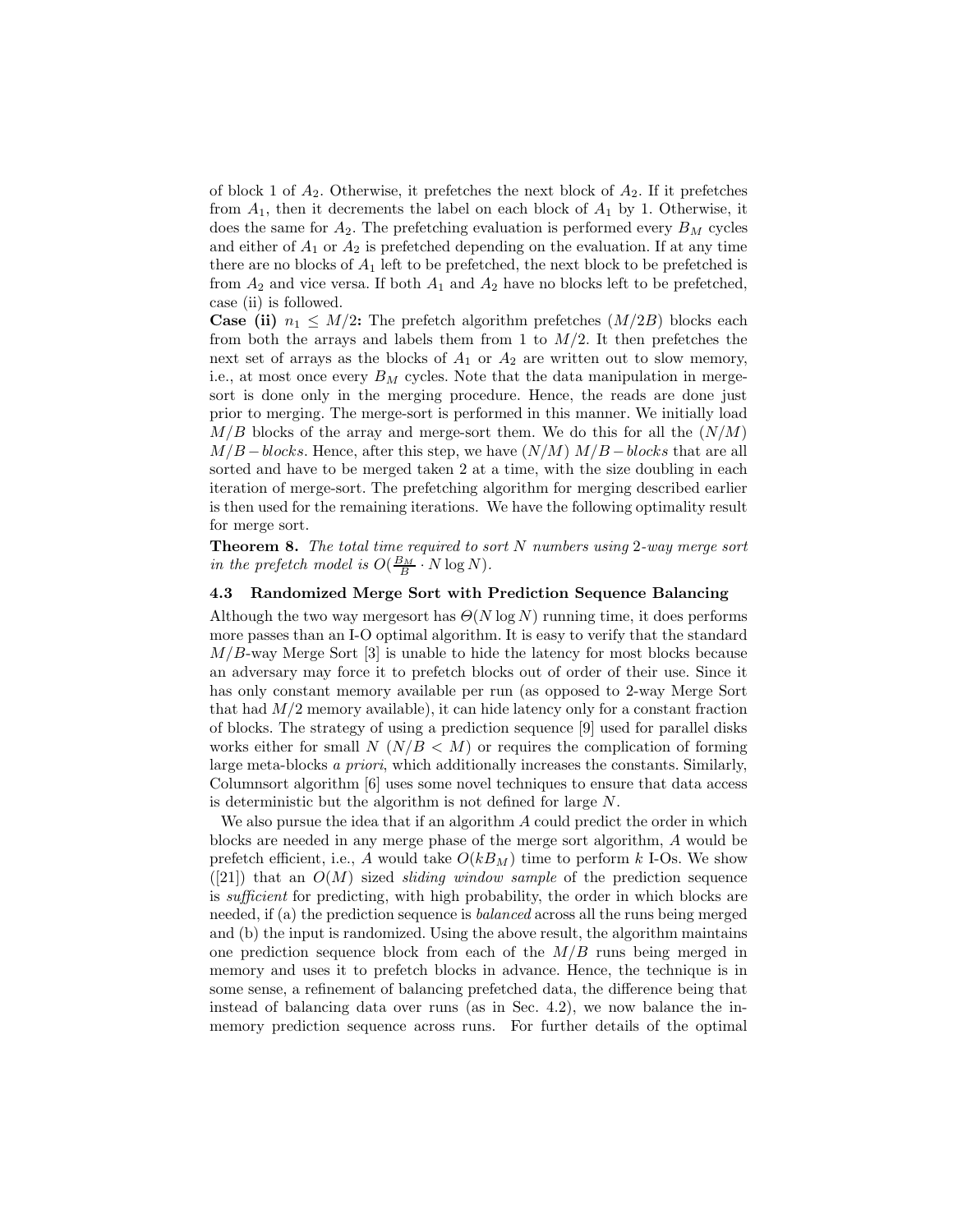of block 1 of $A_2$. Otherwise, it prefetches the next block of $A_2$. If it prefetches from $A_1$, then it decrements the label on each block of $A_1$ by 1. Otherwise, it does the same for $A_2$. The prefetching evaluation is performed every $B_M$ cycles and either of $A_1$ or $A_2$ is prefetched depending on the evaluation. If at any time there are no blocks of $A_1$ left to be prefetched, the next block to be prefetched is from $A_2$ and vice versa. If both $A_1$ and $A_2$ have no blocks left to be prefetched, case (ii) is followed.

**Case (ii) $n_1 \leq M/2$:** The prefetch algorithm prefetches $(M/2B)$ blocks each from both the arrays and labels them from 1 to $M/2$. It then prefetches the next set of arrays as the blocks of $A_1$ or $A_2$ are written out to slow memory, i.e., at most once every $B_M$ cycles. Note that the data manipulation in merge-sort is done only in the merging procedure. Hence, the reads are done just prior to merging. The merge-sort is performed in this manner. We initially load $M/B$ blocks of the array and merge-sort them. We do this for all the $(N/M)$ $M/B-blocks$. Hence, after this step, we have $(N/M)$ $M/B-blocks$ that are all sorted and have to be merged taken 2 at a time, with the size doubling in each iteration of merge-sort. The prefetching algorithm for merging described earlier is then used for the remaining iterations. We have the following optimality result for merge sort.

**Theorem 8.** *The total time required to sort $N$ numbers using 2-way merge sort in the prefetch model is $O(\frac{B_M}{B} \cdot N \log N)$.*

### 4.3 Randomized Merge Sort with Prediction Sequence Balancing

Although the two way mergesort has $\Theta(N \log N)$ running time, it does performs more passes than an I-O optimal algorithm. It is easy to verify that the standard $M/B$-way Merge Sort [3] is unable to hide the latency for most blocks because an adversary may force it to prefetch blocks out of order of their use. Since it has only constant memory available per run (as opposed to 2-way Merge Sort that had $M/2$ memory available), it can hide latency only for a constant fraction of blocks. The strategy of using a prediction sequence [9] used for parallel disks works either for small $N$ ($N/B < M$) or requires the complication of forming large meta-blocks *a priori*, which additionally increases the constants. Similarly, Columnsort algorithm [6] uses some novel techniques to ensure that data access is deterministic but the algorithm is not defined for large $N$.

We also pursue the idea that if an algorithm $A$ could predict the order in which blocks are needed in any merge phase of the merge sort algorithm, $A$ would be prefetch efficient, i.e., $A$ would take $O(kB_M)$ time to perform $k$ I-Os. We show ([21]) that an $O(M)$ sized *sliding window sample* of the prediction sequence is *sufficient* for predicting, with high probability, the order in which blocks are needed, if (a) the prediction sequence is *balanced* across all the runs being merged and (b) the input is randomized. Using the above result, the algorithm maintains one prediction sequence block from each of the $M/B$ runs being merged in memory and uses it to prefetch blocks in advance. Hence, the technique is in some sense, a refinement of balancing prefetched data, the difference being that instead of balancing data over runs (as in Sec. 4.2), we now balance the in-memory prediction sequence across runs. For further details of the optimal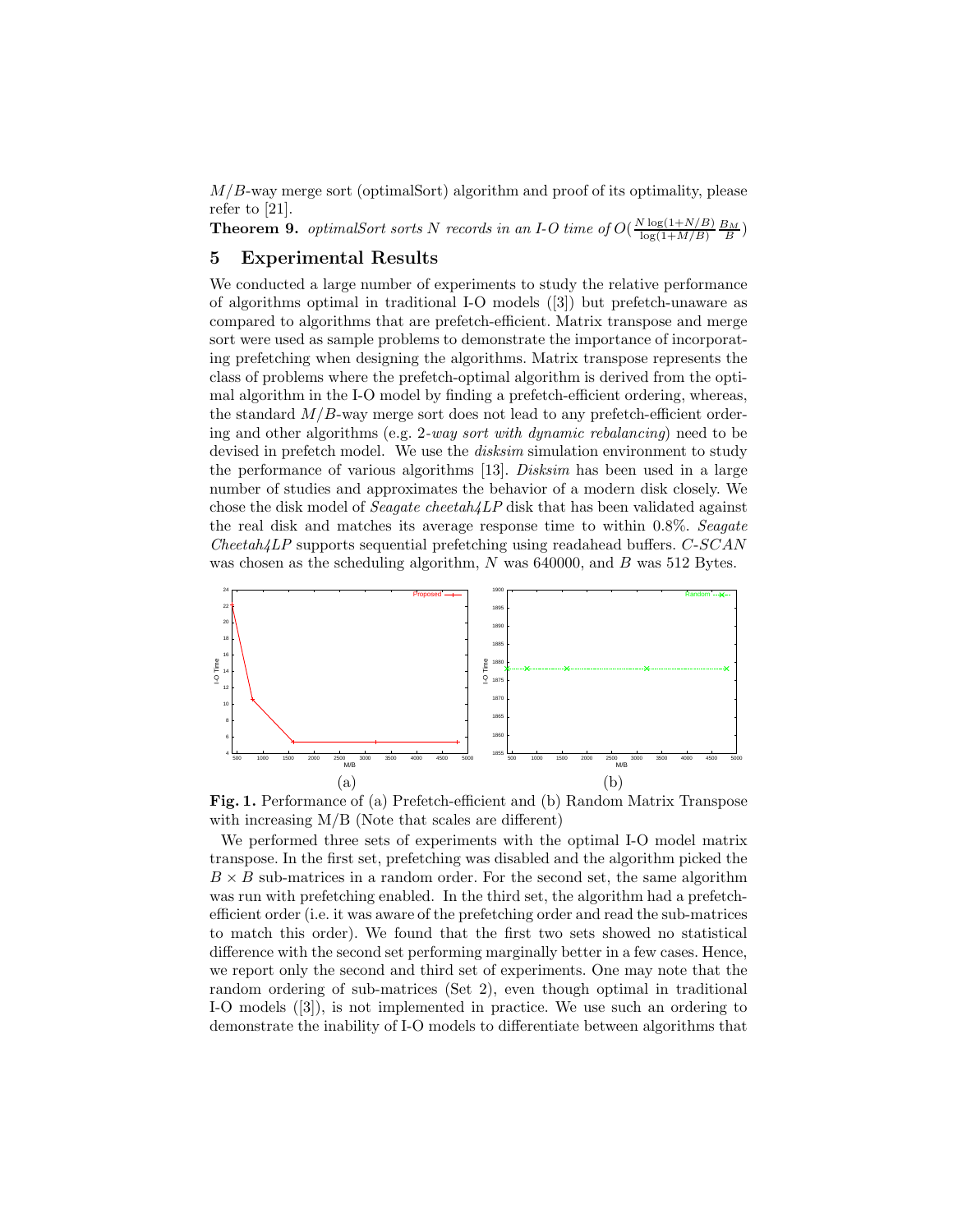$M/B$-way merge sort (optimalSort) algorithm and proof of its optimality, please refer to [21].

**Theorem 9.** *optimalSort sorts $N$ records in an I-O time of* $O(\frac{N \log(1+N/B)}{\log(1+M/B)} \frac{B_M}{B})$

## 5 Experimental Results

We conducted a large number of experiments to study the relative performance of algorithms optimal in traditional I-O models ([3]) but prefetch-unaware as compared to algorithms that are prefetch-efficient. Matrix transpose and merge sort were used as sample problems to demonstrate the importance of incorporating prefetching when designing the algorithms. Matrix transpose represents the class of problems where the prefetch-optimal algorithm is derived from the optimal algorithm in the I-O model by finding a prefetch-efficient ordering, whereas, the standard $M/B$-way merge sort does not lead to any prefetch-efficient ordering and other algorithms (e.g. 2*-way sort with dynamic rebalancing*) need to be devised in prefetch model. We use the *disksim* simulation environment to study the performance of various algorithms [13]. *Disksim* has been used in a large number of studies and approximates the behavior of a modern disk closely. We chose the disk model of *Seagate cheetah4LP* disk that has been validated against the real disk and matches its average response time to within 0.8%. *Seagate Cheetah4LP* supports sequential prefetching using readahead buffers. *C-SCAN* was chosen as the scheduling algorithm, $N$ was 640000, and $B$ was 512 Bytes.

**Fig. 1.** Performance of (a) Prefetch-efficient and (b) Random Matrix Transpose with increasing M/B (Note that scales are different)

We performed three sets of experiments with the optimal I-O model matrix transpose. In the first set, prefetching was disabled and the algorithm picked the $B \times B$ sub-matrices in a random order. For the second set, the same algorithm was run with prefetching enabled. In the third set, the algorithm had a prefetch-efficient order (i.e. it was aware of the prefetching order and read the sub-matrices to match this order). We found that the first two sets showed no statistical difference with the second set performing marginally better in a few cases. Hence, we report only the second and third set of experiments. One may note that the random ordering of sub-matrices (Set 2), even though optimal in traditional I-O models ([3]), is not implemented in practice. We use such an ordering to demonstrate the inability of I-O models to differentiate between algorithms that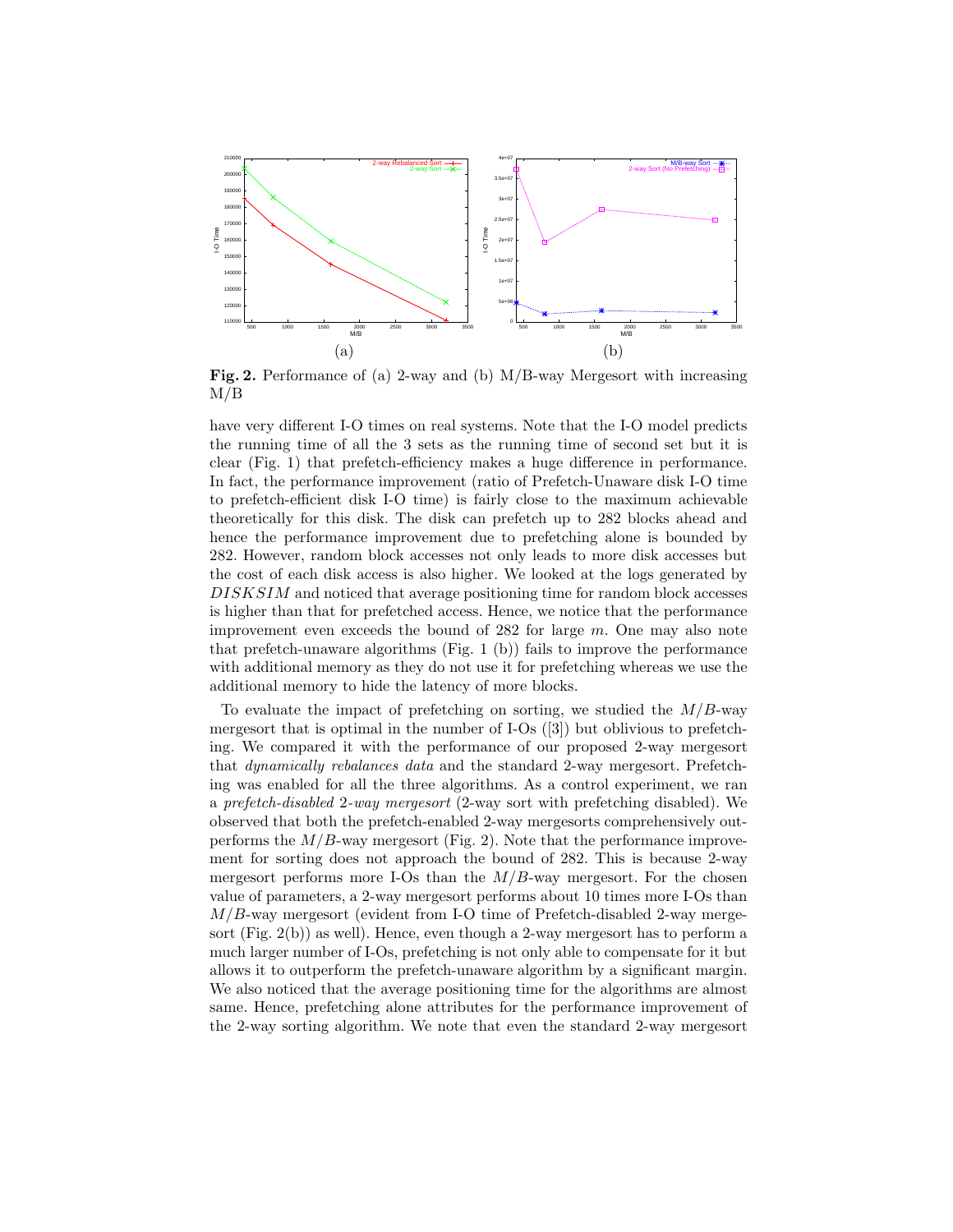**Fig. 2.** Performance of (a) 2-way and (b) M/B-way Mergesort with increasing M/B

have very different I-O times on real systems. Note that the I-O model predicts the running time of all the 3 sets as the running time of second set but it is clear (Fig. 1) that prefetch-efficiency makes a huge difference in performance. In fact, the performance improvement (ratio of Prefetch-Unaware disk I-O time to prefetch-efficient disk I-O time) is fairly close to the maximum achievable theoretically for this disk. The disk can prefetch up to 282 blocks ahead and hence the performance improvement due to prefetching alone is bounded by 282. However, random block accesses not only leads to more disk accesses but the cost of each disk access is also higher. We looked at the logs generated by $DISKSIM$ and noticed that average positioning time for random block accesses is higher than that for prefetched access. Hence, we notice that the performance improvement even exceeds the bound of 282 for large $m$. One may also note that prefetch-unaware algorithms (Fig. 1 (b)) fails to improve the performance with additional memory as they do not use it for prefetching whereas we use the additional memory to hide the latency of more blocks.

To evaluate the impact of prefetching on sorting, we studied the $M/B$-way mergesort that is optimal in the number of I-Os ([3]) but oblivious to prefetching. We compared it with the performance of our proposed 2-way mergesort that *dynamically rebalances data* and the standard 2-way mergesort. Prefetching was enabled for all the three algorithms. As a control experiment, we ran a *prefetch-disabled 2-way mergesort* (2-way sort with prefetching disabled). We observed that both the prefetch-enabled 2-way mergesorts comprehensively outperforms the $M/B$-way mergesort (Fig. 2). Note that the performance improvement for sorting does not approach the bound of 282. This is because 2-way mergesort performs more I-Os than the $M/B$-way mergesort. For the chosen value of parameters, a 2-way mergesort performs about 10 times more I-Os than $M/B$-way mergesort (evident from I-O time of Prefetch-disabled 2-way mergesort (Fig. 2(b)) as well). Hence, even though a 2-way mergesort has to perform a much larger number of I-Os, prefetching is not only able to compensate for it but allows it to outperform the prefetch-unaware algorithm by a significant margin. We also noticed that the average positioning time for the algorithms are almost same. Hence, prefetching alone attributes for the performance improvement of the 2-way sorting algorithm. We note that even the standard 2-way mergesort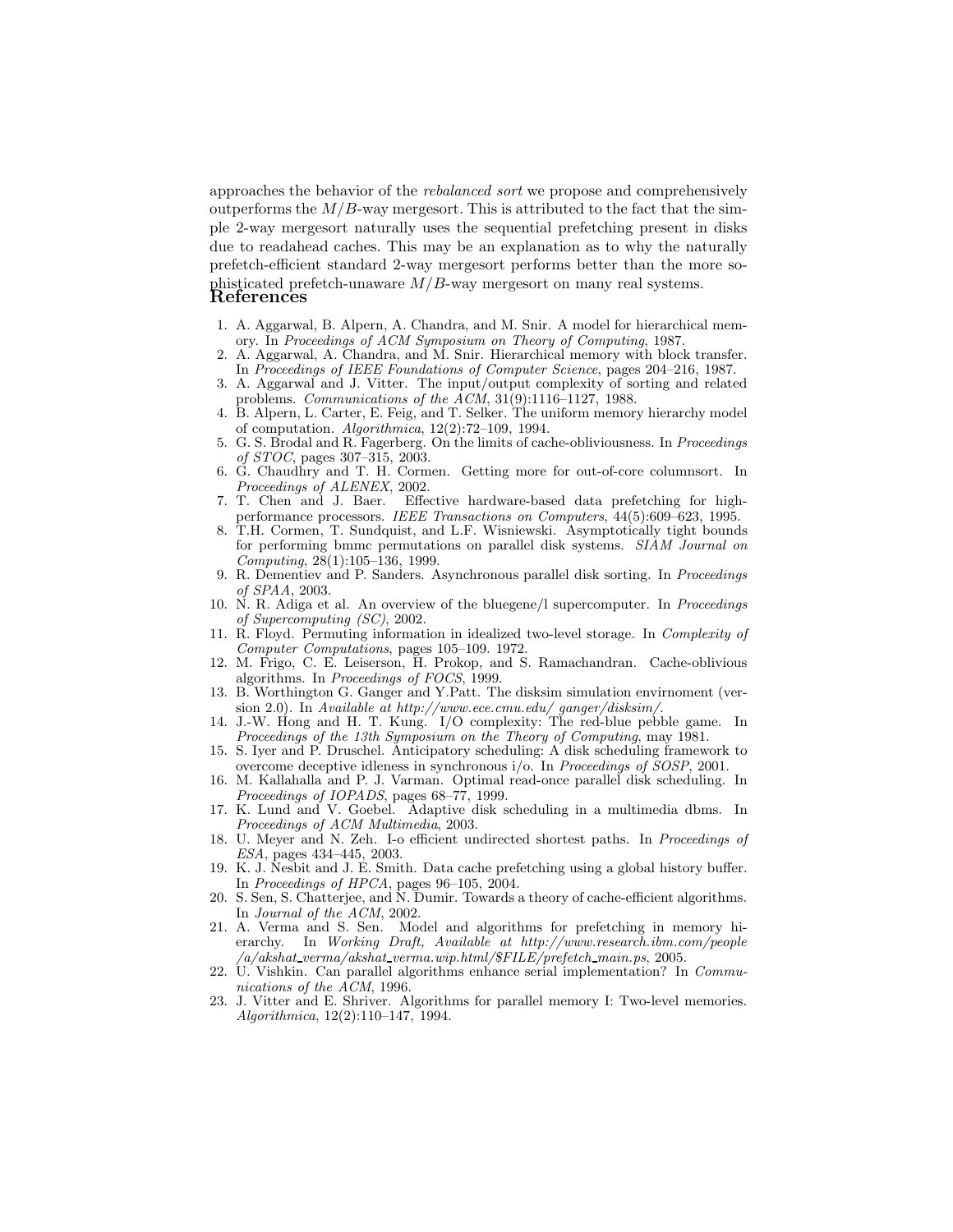approaches the behavior of the *rebalanced sort* we propose and comprehensively outperforms the $M/B$-way mergesort. This is attributed to the fact that the simple 2-way mergesort naturally uses the sequential prefetching present in disks due to readahead caches. This may be an explanation as to why the naturally prefetch-efficient standard 2-way mergesort performs better than the more sophisticated prefetch-unaware $M/B$-way mergesort on many real systems.

## References

1. A. Aggarwal, B. Alpern, A. Chandra, and M. Snir. A model for hierarchical memory. In *Proceedings of ACM Symposium on Theory of Computing*, 1987.
2. A. Aggarwal, A. Chandra, and M. Snir. Hierarchical memory with block transfer. In *Proceedings of IEEE Foundations of Computer Science*, pages 204–216, 1987.
3. A. Aggarwal and J. Vitter. The input/output complexity of sorting and related problems. *Communications of the ACM*, 31(9):1116–1127, 1988.
4. B. Alpern, L. Carter, E. Feig, and T. Selker. The uniform memory hierarchy model of computation. *Algorithmica*, 12(2):72–109, 1994.
5. G. S. Brodal and R. Fagerberg. On the limits of cache-obliviousness. In *Proceedings of STOC*, pages 307–315, 2003.
6. G. Chaudhry and T. H. Cormen. Getting more for out-of-core columnsort. In *Proceedings of ALENEX*, 2002.
7. T. Chen and J. Baer. Effective hardware-based data prefetching for high-performance processors. *IEEE Transactions on Computers*, 44(5):609–623, 1995.
8. T.H. Cormen, T. Sundquist, and L.F. Wisniewski. Asymptotically tight bounds for performing bmmc permutations on parallel disk systems. *SIAM Journal on Computing*, 28(1):105–136, 1999.
9. R. Dementiev and P. Sanders. Asynchronous parallel disk sorting. In *Proceedings of SPAA*, 2003.
10. N. R. Adiga et al. An overview of the bluegene/l supercomputer. In *Proceedings of Supercomputing (SC)*, 2002.
11. R. Floyd. Permuting information in idealized two-level storage. In *Complexity of Computer Computations*, pages 105–109. 1972.
12. M. Frigo, C. E. Leiserson, H. Prokop, and S. Ramachandran. Cache-oblivious algorithms. In *Proceedings of FOCS*, 1999.
13. B. Worthington G. Ganger and Y.Patt. The disksim simulation envirnoment (version 2.0). In *Available at http://www.ece.cmu.edu/ ganger/disksim/*.
14. J.-W. Hong and H. T. Kung. I/O complexity: The red-blue pebble game. In *Proceedings of the 13th Symposium on the Theory of Computing*, may 1981.
15. S. Iyer and P. Druschel. Anticipatory scheduling: A disk scheduling framework to overcome deceptive idleness in synchronous i/o. In *Proceedings of SOSP*, 2001.
16. M. Kallahalla and P. J. Varman. Optimal read-once parallel disk scheduling. In *Proceedings of IOPADS*, pages 68–77, 1999.
17. K. Lund and V. Goebel. Adaptive disk scheduling in a multimedia dbms. In *Proceedings of ACM Multimedia*, 2003.
18. U. Meyer and N. Zeh. I-o efficient undirected shortest paths. In *Proceedings of ESA*, pages 434–445, 2003.
19. K. J. Nesbit and J. E. Smith. Data cache prefetching using a global history buffer. In *Proceedings of HPCA*, pages 96–105, 2004.
20. S. Sen, S. Chatterjee, and N. Dumir. Towards a theory of cache-efficient algorithms. In *Journal of the ACM*, 2002.
21. A. Verma and S. Sen. Model and algorithms for prefetching in memory hierarchy. In *Working Draft, Available at http://www.research.ibm.com/people /a/akshat_verma/akshat_verma.wip.html/$FILE/prefetch_main.ps*, 2005.
22. U. Vishkin. Can parallel algorithms enhance serial implementation? In *Communications of the ACM*, 1996.
23. J. Vitter and E. Shriver. Algorithms for parallel memory I: Two-level memories. *Algorithmica*, 12(2):110–147, 1994.